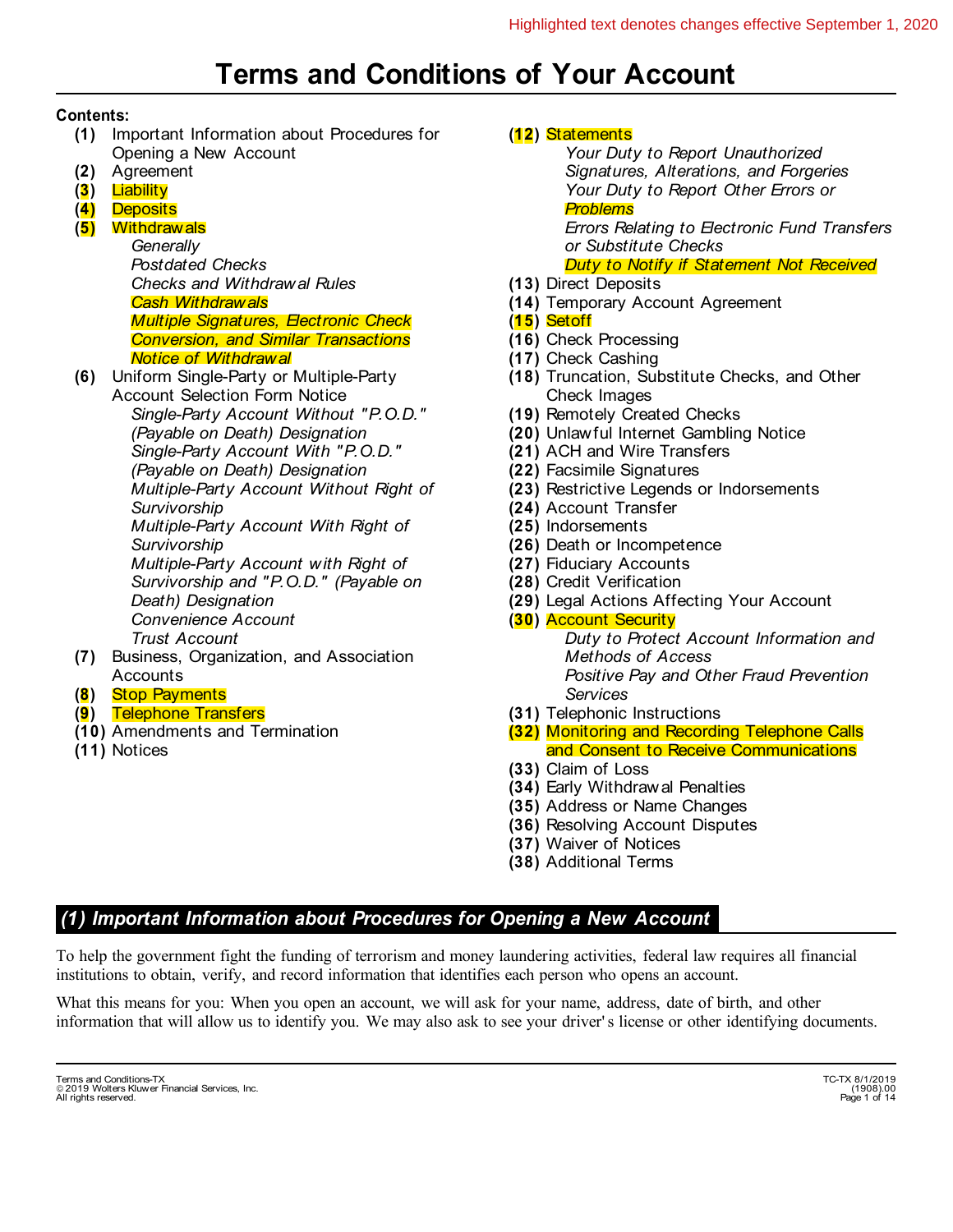Highlighted text denotes changes effective September 1, 2020

# Terms and Conditions of Your Account

**Contents:**

- **(1)** Important Information about Procedures for Opening a New Account
- **(2)** Agreement
- **(3)** Liability
- **(4)** Deposits
- **(5)** Withdrawals
  - *Generally*
  - *Postdated Checks*
  - *Checks and Withdrawal Rules*
  - *Cash Withdrawals*
  - *Multiple Signatures, Electronic Check Conversion, and Similar Transactions*
  - *Notice of Withdrawal*
- **(6)** Uniform Single-Party or Multiple-Party Account Selection Form Notice
  - *Single-Party Account Without "P.O.D." (Payable on Death) Designation*
  - *Single-Party Account With "P.O.D." (Payable on Death) Designation*
  - *Multiple-Party Account Without Right of Survivorship*
  - *Multiple-Party Account With Right of Survivorship*
  - *Multiple-Party Account with Right of Survivorship and "P.O.D." (Payable on Death) Designation*
  - *Convenience Account*
  - *Trust Account*
- **(7)** Business, Organization, and Association Accounts
- **(8)** Stop Payments
- **(9)** Telephone Transfers
- **(10)** Amendments and Termination
- **(11)** Notices
- **(12)** Statements
  - *Your Duty to Report Unauthorized Signatures, Alterations, and Forgeries*
  - *Your Duty to Report Other Errors or Problems*
  - *Errors Relating to Electronic Fund Transfers or Substitute Checks*
  - *Duty to Notify if Statement Not Received*
- **(13)** Direct Deposits
- **(14)** Temporary Account Agreement
- **(15)** Setoff
- **(16)** Check Processing
- **(17)** Check Cashing
- **(18)** Truncation, Substitute Checks, and Other Check Images
- **(19)** Remotely Created Checks
- **(20)** Unlawful Internet Gambling Notice
- **(21)** ACH and Wire Transfers
- **(22)** Facsimile Signatures
- **(23)** Restrictive Legends or Indorsements
- **(24)** Account Transfer
- **(25)** Indorsements
- **(26)** Death or Incompetence
- **(27)** Fiduciary Accounts
- **(28)** Credit Verification
- **(29)** Legal Actions Affecting Your Account
- **(30)** Account Security
  - *Duty to Protect Account Information and Methods of Access*
  - *Positive Pay and Other Fraud Prevention Services*
- **(31)** Telephonic Instructions
- **(32)** Monitoring and Recording Telephone Calls and Consent to Receive Communications
- **(33)** Claim of Loss
- **(34)** Early Withdrawal Penalties
- **(35)** Address or Name Changes
- **(36)** Resolving Account Disputes
- **(37)** Waiver of Notices
- **(38)** Additional Terms

## *(1) Important Information about Procedures for Opening a New Account*

To help the government fight the funding of terrorism and money laundering activities, federal law requires all financial institutions to obtain, verify, and record information that identifies each person who opens an account.

What this means for you: When you open an account, we will ask for your name, address, date of birth, and other information that will allow us to identify you. We may also ask to see your driver's license or other identifying documents.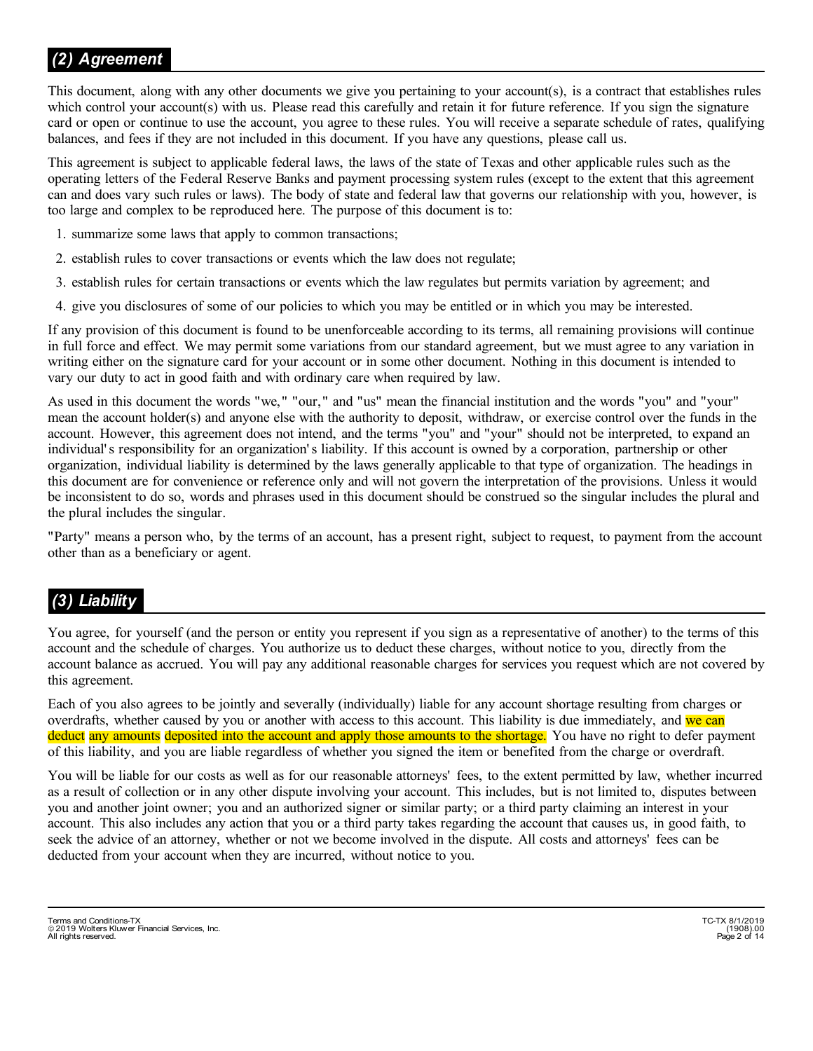## *(2) Agreement*

This document, along with any other documents we give you pertaining to your account(s), is a contract that establishes rules which control your account(s) with us. Please read this carefully and retain it for future reference. If you sign the signature card or open or continue to use the account, you agree to these rules. You will receive a separate schedule of rates, qualifying balances, and fees if they are not included in this document. If you have any questions, please call us.

This agreement is subject to applicable federal laws, the laws of the state of Texas and other applicable rules such as the operating letters of the Federal Reserve Banks and payment processing system rules (except to the extent that this agreement can and does vary such rules or laws). The body of state and federal law that governs our relationship with you, however, is too large and complex to be reproduced here. The purpose of this document is to:

1. summarize some laws that apply to common transactions;
2. establish rules to cover transactions or events which the law does not regulate;
3. establish rules for certain transactions or events which the law regulates but permits variation by agreement; and
4. give you disclosures of some of our policies to which you may be entitled or in which you may be interested.

If any provision of this document is found to be unenforceable according to its terms, all remaining provisions will continue in full force and effect. We may permit some variations from our standard agreement, but we must agree to any variation in writing either on the signature card for your account or in some other document. Nothing in this document is intended to vary our duty to act in good faith and with ordinary care when required by law.

As used in this document the words "we," "our," and "us" mean the financial institution and the words "you" and "your" mean the account holder(s) and anyone else with the authority to deposit, withdraw, or exercise control over the funds in the account. However, this agreement does not intend, and the terms "you" and "your" should not be interpreted, to expand an individual's responsibility for an organization's liability. If this account is owned by a corporation, partnership or other organization, individual liability is determined by the laws generally applicable to that type of organization. The headings in this document are for convenience or reference only and will not govern the interpretation of the provisions. Unless it would be inconsistent to do so, words and phrases used in this document should be construed so the singular includes the plural and the plural includes the singular.

"Party" means a person who, by the terms of an account, has a present right, subject to request, to payment from the account other than as a beneficiary or agent.

## *(3) Liability*

You agree, for yourself (and the person or entity you represent if you sign as a representative of another) to the terms of this account and the schedule of charges. You authorize us to deduct these charges, without notice to you, directly from the account balance as accrued. You will pay any additional reasonable charges for services you request which are not covered by this agreement.

Each of you also agrees to be jointly and severally (individually) liable for any account shortage resulting from charges or overdrafts, whether caused by you or another with access to this account. This liability is due immediately, and we can deduct any amounts deposited into the account and apply those amounts to the shortage. You have no right to defer payment of this liability, and you are liable regardless of whether you signed the item or benefited from the charge or overdraft.

You will be liable for our costs as well as for our reasonable attorneys' fees, to the extent permitted by law, whether incurred as a result of collection or in any other dispute involving your account. This includes, but is not limited to, disputes between you and another joint owner; you and an authorized signer or similar party; or a third party claiming an interest in your account. This also includes any action that you or a third party takes regarding the account that causes us, in good faith, to seek the advice of an attorney, whether or not we become involved in the dispute. All costs and attorneys' fees can be deducted from your account when they are incurred, without notice to you.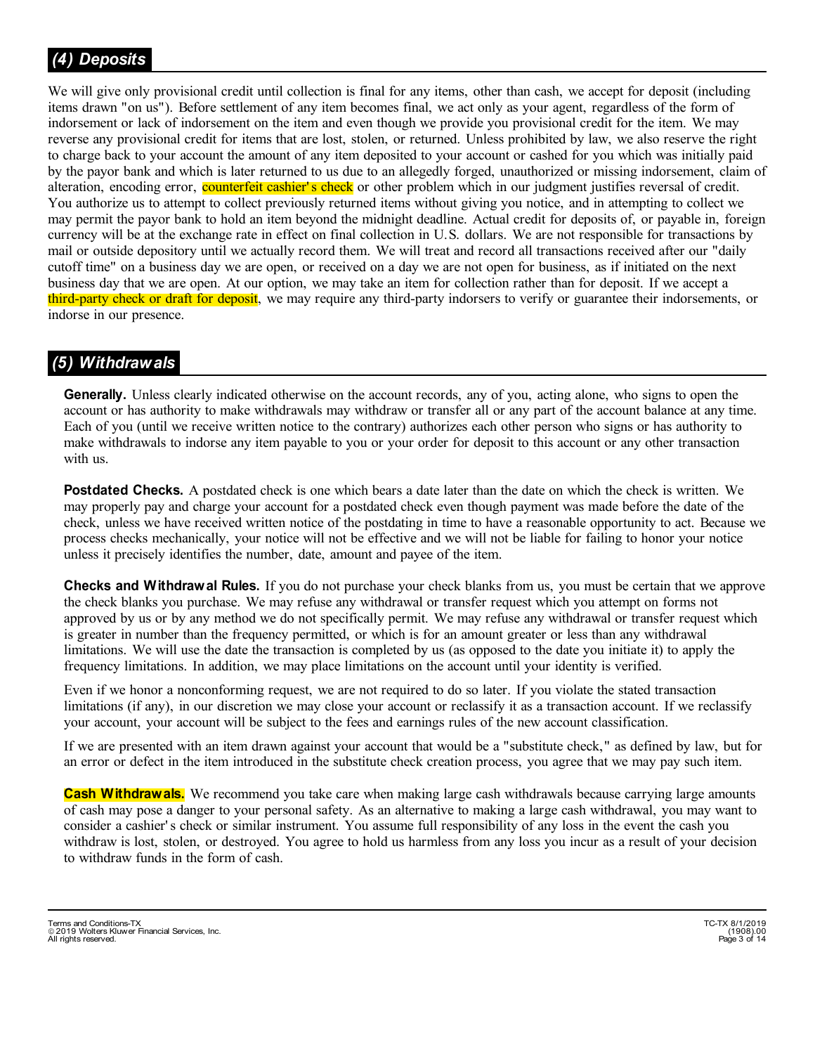## *(4) Deposits*

We will give only provisional credit until collection is final for any items, other than cash, we accept for deposit (including items drawn "on us"). Before settlement of any item becomes final, we act only as your agent, regardless of the form of indorsement or lack of indorsement on the item and even though we provide you provisional credit for the item. We may reverse any provisional credit for items that are lost, stolen, or returned. Unless prohibited by law, we also reserve the right to charge back to your account the amount of any item deposited to your account or cashed for you which was initially paid by the payor bank and which is later returned to us due to an allegedly forged, unauthorized or missing indorsement, claim of alteration, encoding error, counterfeit cashier's check or other problem which in our judgment justifies reversal of credit. You authorize us to attempt to collect previously returned items without giving you notice, and in attempting to collect we may permit the payor bank to hold an item beyond the midnight deadline. Actual credit for deposits of, or payable in, foreign currency will be at the exchange rate in effect on final collection in U.S. dollars. We are not responsible for transactions by mail or outside depository until we actually record them. We will treat and record all transactions received after our "daily cutoff time" on a business day we are open, or received on a day we are not open for business, as if initiated on the next business day that we are open. At our option, we may take an item for collection rather than for deposit. If we accept a third-party check or draft for deposit, we may require any third-party indorsers to verify or guarantee their indorsements, or indorse in our presence.

## *(5) Withdrawals*

**Generally.** Unless clearly indicated otherwise on the account records, any of you, acting alone, who signs to open the account or has authority to make withdrawals may withdraw or transfer all or any part of the account balance at any time. Each of you (until we receive written notice to the contrary) authorizes each other person who signs or has authority to make withdrawals to indorse any item payable to you or your order for deposit to this account or any other transaction with us.

**Postdated Checks.** A postdated check is one which bears a date later than the date on which the check is written. We may properly pay and charge your account for a postdated check even though payment was made before the date of the check, unless we have received written notice of the postdating in time to have a reasonable opportunity to act. Because we process checks mechanically, your notice will not be effective and we will not be liable for failing to honor your notice unless it precisely identifies the number, date, amount and payee of the item.

**Checks and Withdrawal Rules.** If you do not purchase your check blanks from us, you must be certain that we approve the check blanks you purchase. We may refuse any withdrawal or transfer request which you attempt on forms not approved by us or by any method we do not specifically permit. We may refuse any withdrawal or transfer request which is greater in number than the frequency permitted, or which is for an amount greater or less than any withdrawal limitations. We will use the date the transaction is completed by us (as opposed to the date you initiate it) to apply the frequency limitations. In addition, we may place limitations on the account until your identity is verified.

Even if we honor a nonconforming request, we are not required to do so later. If you violate the stated transaction limitations (if any), in our discretion we may close your account or reclassify it as a transaction account. If we reclassify your account, your account will be subject to the fees and earnings rules of the new account classification.

If we are presented with an item drawn against your account that would be a "substitute check," as defined by law, but for an error or defect in the item introduced in the substitute check creation process, you agree that we may pay such item.

**Cash Withdrawals.** We recommend you take care when making large cash withdrawals because carrying large amounts of cash may pose a danger to your personal safety. As an alternative to making a large cash withdrawal, you may want to consider a cashier's check or similar instrument. You assume full responsibility of any loss in the event the cash you withdraw is lost, stolen, or destroyed. You agree to hold us harmless from any loss you incur as a result of your decision to withdraw funds in the form of cash.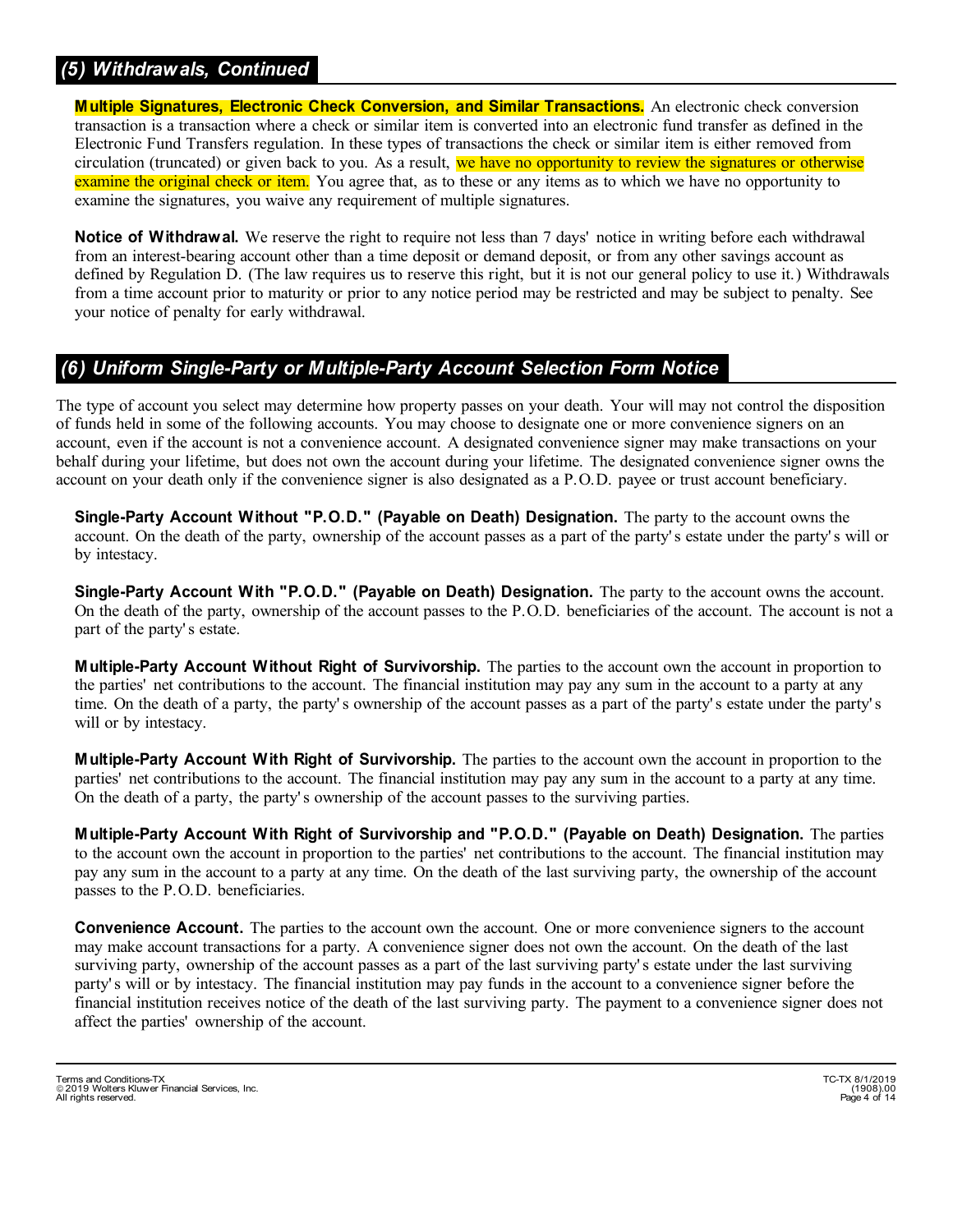## *(5) Withdrawals, Continued*

**Multiple Signatures, Electronic Check Conversion, and Similar Transactions.** An electronic check conversion transaction is a transaction where a check or similar item is converted into an electronic fund transfer as defined in the Electronic Fund Transfers regulation. In these types of transactions the check or similar item is either removed from circulation (truncated) or given back to you. As a result, we have no opportunity to review the signatures or otherwise examine the original check or item. You agree that, as to these or any items as to which we have no opportunity to examine the signatures, you waive any requirement of multiple signatures.

**Notice of Withdrawal.** We reserve the right to require not less than 7 days' notice in writing before each withdrawal from an interest-bearing account other than a time deposit or demand deposit, or from any other savings account as defined by Regulation D. (The law requires us to reserve this right, but it is not our general policy to use it.) Withdrawals from a time account prior to maturity or prior to any notice period may be restricted and may be subject to penalty. See your notice of penalty for early withdrawal.

## *(6) Uniform Single-Party or Multiple-Party Account Selection Form Notice*

The type of account you select may determine how property passes on your death. Your will may not control the disposition of funds held in some of the following accounts. You may choose to designate one or more convenience signers on an account, even if the account is not a convenience account. A designated convenience signer may make transactions on your behalf during your lifetime, but does not own the account during your lifetime. The designated convenience signer owns the account on your death only if the convenience signer is also designated as a P.O.D. payee or trust account beneficiary.

**Single-Party Account Without "P.O.D." (Payable on Death) Designation.** The party to the account owns the account. On the death of the party, ownership of the account passes as a part of the party's estate under the party's will or by intestacy.

**Single-Party Account With "P.O.D." (Payable on Death) Designation.** The party to the account owns the account. On the death of the party, ownership of the account passes to the P.O.D. beneficiaries of the account. The account is not a part of the party's estate.

**Multiple-Party Account Without Right of Survivorship.** The parties to the account own the account in proportion to the parties' net contributions to the account. The financial institution may pay any sum in the account to a party at any time. On the death of a party, the party's ownership of the account passes as a part of the party's estate under the party's will or by intestacy.

**Multiple-Party Account With Right of Survivorship.** The parties to the account own the account in proportion to the parties' net contributions to the account. The financial institution may pay any sum in the account to a party at any time. On the death of a party, the party's ownership of the account passes to the surviving parties.

**Multiple-Party Account With Right of Survivorship and "P.O.D." (Payable on Death) Designation.** The parties to the account own the account in proportion to the parties' net contributions to the account. The financial institution may pay any sum in the account to a party at any time. On the death of the last surviving party, the ownership of the account passes to the P.O.D. beneficiaries.

**Convenience Account.** The parties to the account own the account. One or more convenience signers to the account may make account transactions for a party. A convenience signer does not own the account. On the death of the last surviving party, ownership of the account passes as a part of the last surviving party's estate under the last surviving party's will or by intestacy. The financial institution may pay funds in the account to a convenience signer before the financial institution receives notice of the death of the last surviving party. The payment to a convenience signer does not affect the parties' ownership of the account.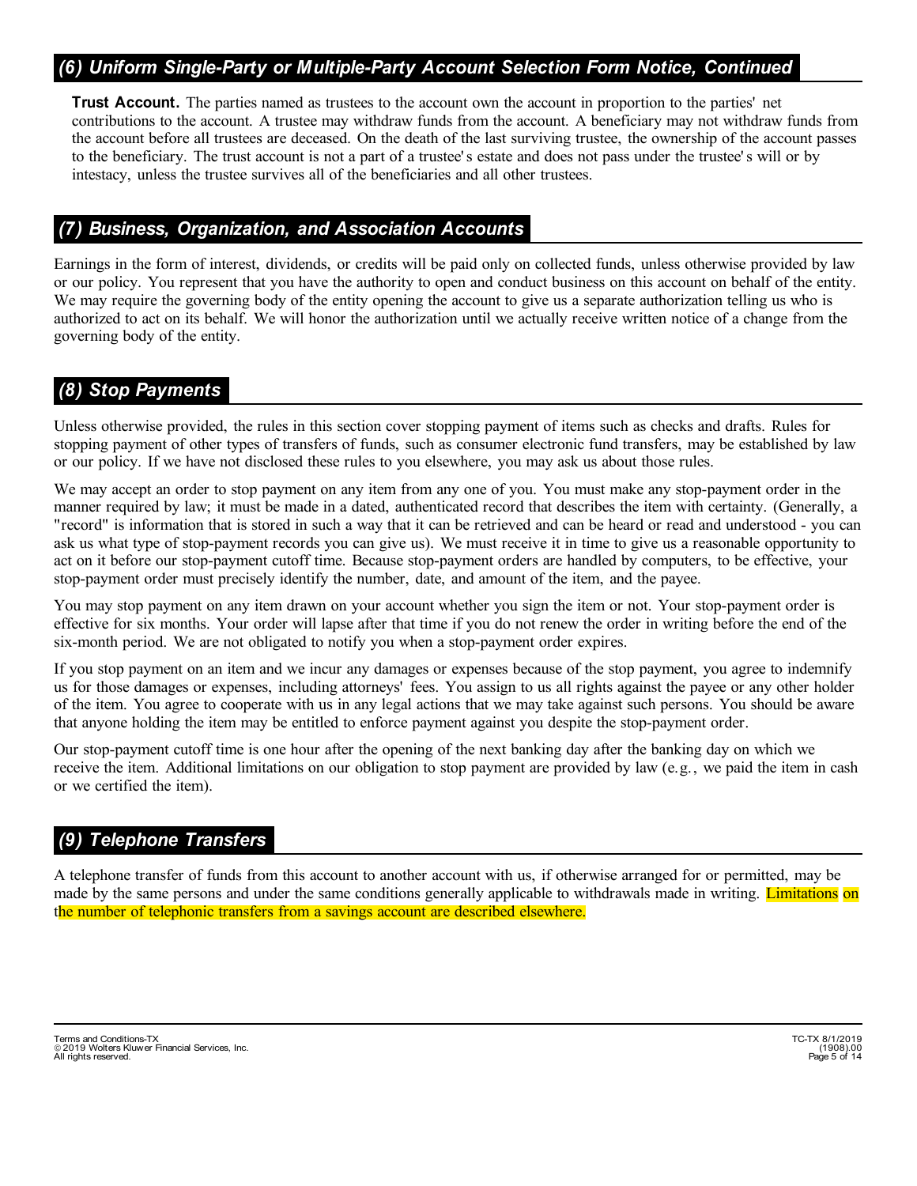## (6) Uniform Single-Party or Multiple-Party Account Selection Form Notice, Continued

**Trust Account.** The parties named as trustees to the account own the account in proportion to the parties' net contributions to the account. A trustee may withdraw funds from the account. A beneficiary may not withdraw funds from the account before all trustees are deceased. On the death of the last surviving trustee, the ownership of the account passes to the beneficiary. The trust account is not a part of a trustee's estate and does not pass under the trustee's will or by intestacy, unless the trustee survives all of the beneficiaries and all other trustees.

## (7) Business, Organization, and Association Accounts

Earnings in the form of interest, dividends, or credits will be paid only on collected funds, unless otherwise provided by law or our policy. You represent that you have the authority to open and conduct business on this account on behalf of the entity. We may require the governing body of the entity opening the account to give us a separate authorization telling us who is authorized to act on its behalf. We will honor the authorization until we actually receive written notice of a change from the governing body of the entity.

## (8) Stop Payments

Unless otherwise provided, the rules in this section cover stopping payment of items such as checks and drafts. Rules for stopping payment of other types of transfers of funds, such as consumer electronic fund transfers, may be established by law or our policy. If we have not disclosed these rules to you elsewhere, you may ask us about those rules.

We may accept an order to stop payment on any item from any one of you. You must make any stop-payment order in the manner required by law; it must be made in a dated, authenticated record that describes the item with certainty. (Generally, a "record" is information that is stored in such a way that it can be retrieved and can be heard or read and understood - you can ask us what type of stop-payment records you can give us). We must receive it in time to give us a reasonable opportunity to act on it before our stop-payment cutoff time. Because stop-payment orders are handled by computers, to be effective, your stop-payment order must precisely identify the number, date, and amount of the item, and the payee.

You may stop payment on any item drawn on your account whether you sign the item or not. Your stop-payment order is effective for six months. Your order will lapse after that time if you do not renew the order in writing before the end of the six-month period. We are not obligated to notify you when a stop-payment order expires.

If you stop payment on an item and we incur any damages or expenses because of the stop payment, you agree to indemnify us for those damages or expenses, including attorneys' fees. You assign to us all rights against the payee or any other holder of the item. You agree to cooperate with us in any legal actions that we may take against such persons. You should be aware that anyone holding the item may be entitled to enforce payment against you despite the stop-payment order.

Our stop-payment cutoff time is one hour after the opening of the next banking day after the banking day on which we receive the item. Additional limitations on our obligation to stop payment are provided by law (e.g., we paid the item in cash or we certified the item).

## (9) Telephone Transfers

A telephone transfer of funds from this account to another account with us, if otherwise arranged for or permitted, may be made by the same persons and under the same conditions generally applicable to withdrawals made in writing. Limitations on the number of telephonic transfers from a savings account are described elsewhere.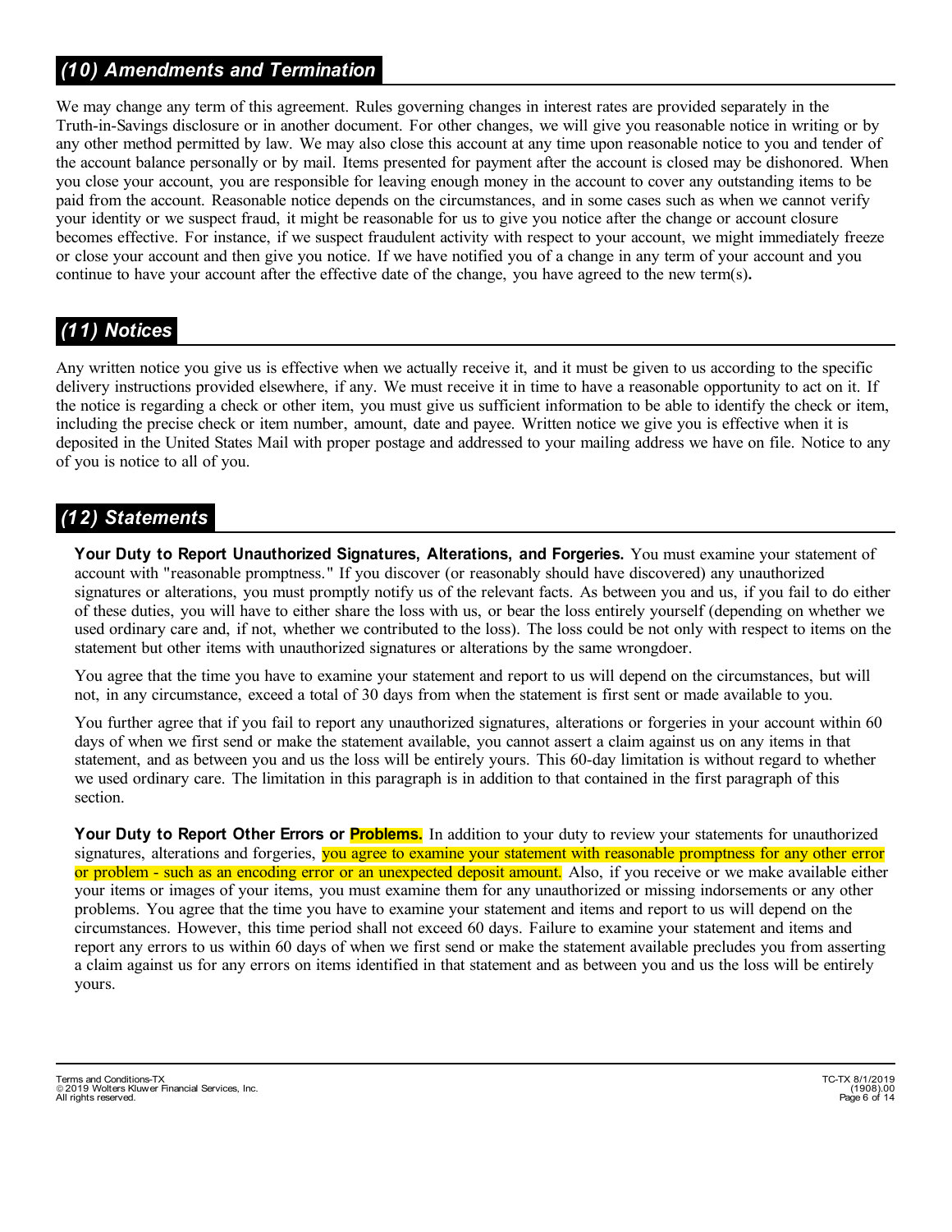## (10) Amendments and Termination

We may change any term of this agreement. Rules governing changes in interest rates are provided separately in the Truth-in-Savings disclosure or in another document. For other changes, we will give you reasonable notice in writing or by any other method permitted by law. We may also close this account at any time upon reasonable notice to you and tender of the account balance personally or by mail. Items presented for payment after the account is closed may be dishonored. When you close your account, you are responsible for leaving enough money in the account to cover any outstanding items to be paid from the account. Reasonable notice depends on the circumstances, and in some cases such as when we cannot verify your identity or we suspect fraud, it might be reasonable for us to give you notice after the change or account closure becomes effective. For instance, if we suspect fraudulent activity with respect to your account, we might immediately freeze or close your account and then give you notice. If we have notified you of a change in any term of your account and you continue to have your account after the effective date of the change, you have agreed to the new term(s).

## (11) Notices

Any written notice you give us is effective when we actually receive it, and it must be given to us according to the specific delivery instructions provided elsewhere, if any. We must receive it in time to have a reasonable opportunity to act on it. If the notice is regarding a check or other item, you must give us sufficient information to be able to identify the check or item, including the precise check or item number, amount, date and payee. Written notice we give you is effective when it is deposited in the United States Mail with proper postage and addressed to your mailing address we have on file. Notice to any of you is notice to all of you.

## (12) Statements

**Your Duty to Report Unauthorized Signatures, Alterations, and Forgeries.** You must examine your statement of account with "reasonable promptness." If you discover (or reasonably should have discovered) any unauthorized signatures or alterations, you must promptly notify us of the relevant facts. As between you and us, if you fail to do either of these duties, you will have to either share the loss with us, or bear the loss entirely yourself (depending on whether we used ordinary care and, if not, whether we contributed to the loss). The loss could be not only with respect to items on the statement but other items with unauthorized signatures or alterations by the same wrongdoer.

You agree that the time you have to examine your statement and report to us will depend on the circumstances, but will not, in any circumstance, exceed a total of 30 days from when the statement is first sent or made available to you.

You further agree that if you fail to report any unauthorized signatures, alterations or forgeries in your account within 60 days of when we first send or make the statement available, you cannot assert a claim against us on any items in that statement, and as between you and us the loss will be entirely yours. This 60-day limitation is without regard to whether we used ordinary care. The limitation in this paragraph is in addition to that contained in the first paragraph of this section.

**Your Duty to Report Other Errors or Problems.** In addition to your duty to review your statements for unauthorized signatures, alterations and forgeries, you agree to examine your statement with reasonable promptness for any other error or problem - such as an encoding error or an unexpected deposit amount. Also, if you receive or we make available either your items or images of your items, you must examine them for any unauthorized or missing indorsements or any other problems. You agree that the time you have to examine your statement and items and report to us will depend on the circumstances. However, this time period shall not exceed 60 days. Failure to examine your statement and items and report any errors to us within 60 days of when we first send or make the statement available precludes you from asserting a claim against us for any errors on items identified in that statement and as between you and us the loss will be entirely yours.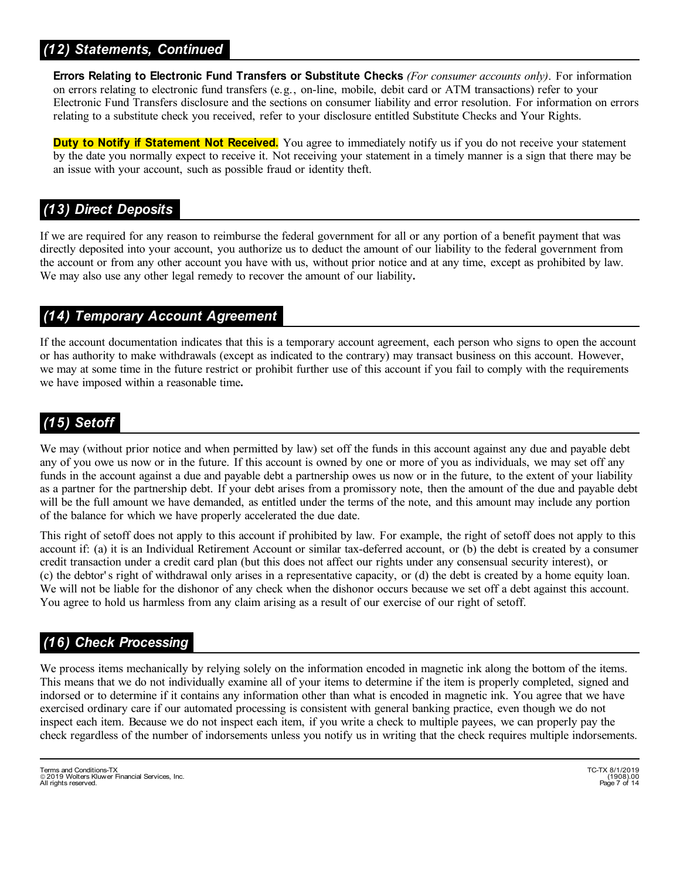## *(12) Statements, Continued*

**Errors Relating to Electronic Fund Transfers or Substitute Checks** *(For consumer accounts only)*. For information on errors relating to electronic fund transfers (e.g., on-line, mobile, debit card or ATM transactions) refer to your Electronic Fund Transfers disclosure and the sections on consumer liability and error resolution. For information on errors relating to a substitute check you received, refer to your disclosure entitled Substitute Checks and Your Rights.

**Duty to Notify if Statement Not Received.** You agree to immediately notify us if you do not receive your statement by the date you normally expect to receive it. Not receiving your statement in a timely manner is a sign that there may be an issue with your account, such as possible fraud or identity theft.

## *(13) Direct Deposits*

If we are required for any reason to reimburse the federal government for all or any portion of a benefit payment that was directly deposited into your account, you authorize us to deduct the amount of our liability to the federal government from the account or from any other account you have with us, without prior notice and at any time, except as prohibited by law. We may also use any other legal remedy to recover the amount of our liability.

## *(14) Temporary Account Agreement*

If the account documentation indicates that this is a temporary account agreement, each person who signs to open the account or has authority to make withdrawals (except as indicated to the contrary) may transact business on this account. However, we may at some time in the future restrict or prohibit further use of this account if you fail to comply with the requirements we have imposed within a reasonable time.

## *(15) Setoff*

We may (without prior notice and when permitted by law) set off the funds in this account against any due and payable debt any of you owe us now or in the future. If this account is owned by one or more of you as individuals, we may set off any funds in the account against a due and payable debt a partnership owes us now or in the future, to the extent of your liability as a partner for the partnership debt. If your debt arises from a promissory note, then the amount of the due and payable debt will be the full amount we have demanded, as entitled under the terms of the note, and this amount may include any portion of the balance for which we have properly accelerated the due date.

This right of setoff does not apply to this account if prohibited by law. For example, the right of setoff does not apply to this account if: (a) it is an Individual Retirement Account or similar tax-deferred account, or (b) the debt is created by a consumer credit transaction under a credit card plan (but this does not affect our rights under any consensual security interest), or (c) the debtor's right of withdrawal only arises in a representative capacity, or (d) the debt is created by a home equity loan. We will not be liable for the dishonor of any check when the dishonor occurs because we set off a debt against this account. You agree to hold us harmless from any claim arising as a result of our exercise of our right of setoff.

## *(16) Check Processing*

We process items mechanically by relying solely on the information encoded in magnetic ink along the bottom of the items. This means that we do not individually examine all of your items to determine if the item is properly completed, signed and indorsed or to determine if it contains any information other than what is encoded in magnetic ink. You agree that we have exercised ordinary care if our automated processing is consistent with general banking practice, even though we do not inspect each item. Because we do not inspect each item, if you write a check to multiple payees, we can properly pay the check regardless of the number of indorsements unless you notify us in writing that the check requires multiple indorsements.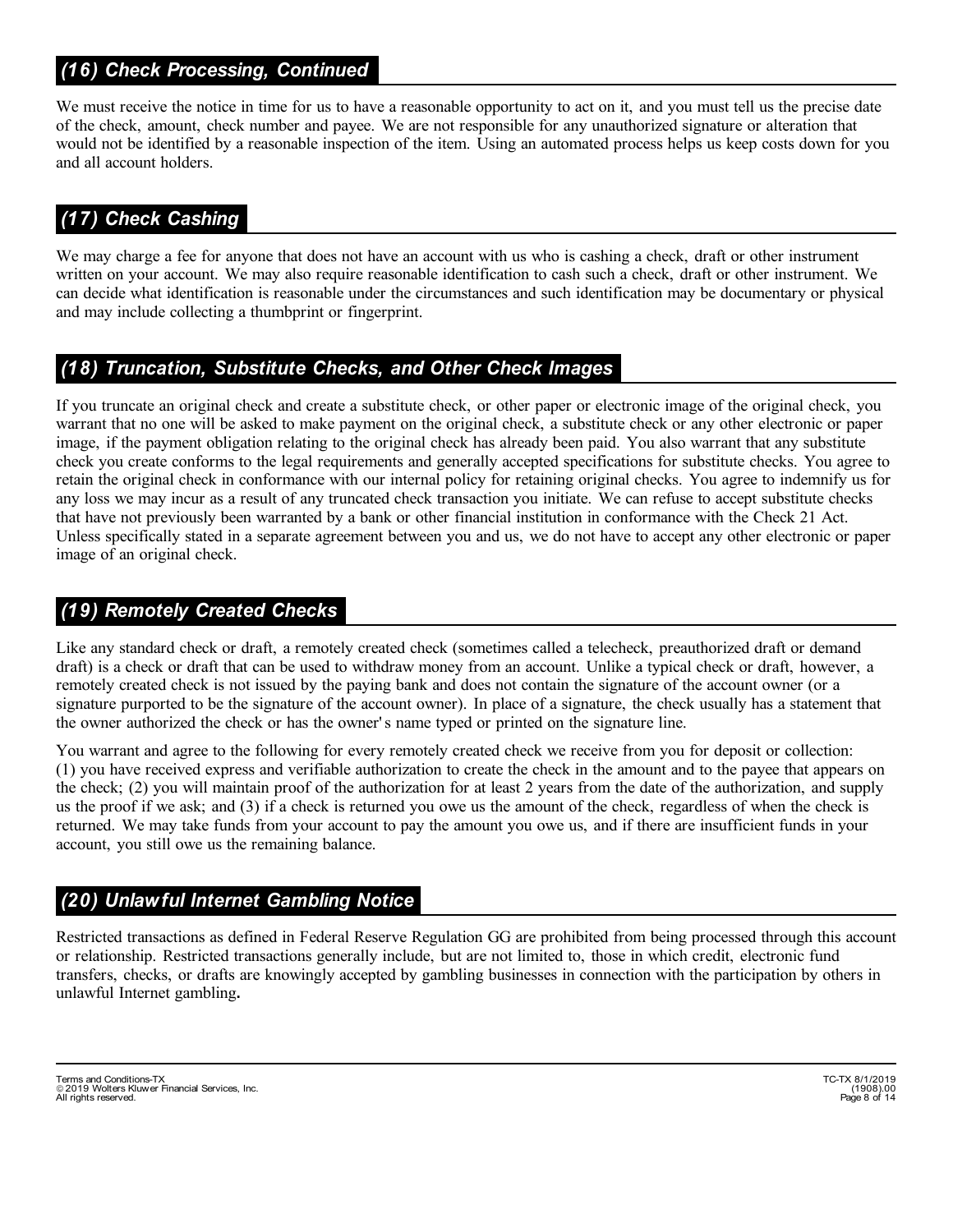## *(16) Check Processing, Continued*

We must receive the notice in time for us to have a reasonable opportunity to act on it, and you must tell us the precise date of the check, amount, check number and payee. We are not responsible for any unauthorized signature or alteration that would not be identified by a reasonable inspection of the item. Using an automated process helps us keep costs down for you and all account holders.

## *(17) Check Cashing*

We may charge a fee for anyone that does not have an account with us who is cashing a check, draft or other instrument written on your account. We may also require reasonable identification to cash such a check, draft or other instrument. We can decide what identification is reasonable under the circumstances and such identification may be documentary or physical and may include collecting a thumbprint or fingerprint.

## *(18) Truncation, Substitute Checks, and Other Check Images*

If you truncate an original check and create a substitute check, or other paper or electronic image of the original check, you warrant that no one will be asked to make payment on the original check, a substitute check or any other electronic or paper image, if the payment obligation relating to the original check has already been paid. You also warrant that any substitute check you create conforms to the legal requirements and generally accepted specifications for substitute checks. You agree to retain the original check in conformance with our internal policy for retaining original checks. You agree to indemnify us for any loss we may incur as a result of any truncated check transaction you initiate. We can refuse to accept substitute checks that have not previously been warranted by a bank or other financial institution in conformance with the Check 21 Act. Unless specifically stated in a separate agreement between you and us, we do not have to accept any other electronic or paper image of an original check.

## *(19) Remotely Created Checks*

Like any standard check or draft, a remotely created check (sometimes called a telecheck, preauthorized draft or demand draft) is a check or draft that can be used to withdraw money from an account. Unlike a typical check or draft, however, a remotely created check is not issued by the paying bank and does not contain the signature of the account owner (or a signature purported to be the signature of the account owner). In place of a signature, the check usually has a statement that the owner authorized the check or has the owner's name typed or printed on the signature line.

You warrant and agree to the following for every remotely created check we receive from you for deposit or collection: (1) you have received express and verifiable authorization to create the check in the amount and to the payee that appears on the check; (2) you will maintain proof of the authorization for at least 2 years from the date of the authorization, and supply us the proof if we ask; and (3) if a check is returned you owe us the amount of the check, regardless of when the check is returned. We may take funds from your account to pay the amount you owe us, and if there are insufficient funds in your account, you still owe us the remaining balance.

## *(20) Unlawful Internet Gambling Notice*

Restricted transactions as defined in Federal Reserve Regulation GG are prohibited from being processed through this account or relationship. Restricted transactions generally include, but are not limited to, those in which credit, electronic fund transfers, checks, or drafts are knowingly accepted by gambling businesses in connection with the participation by others in unlawful Internet gambling**.**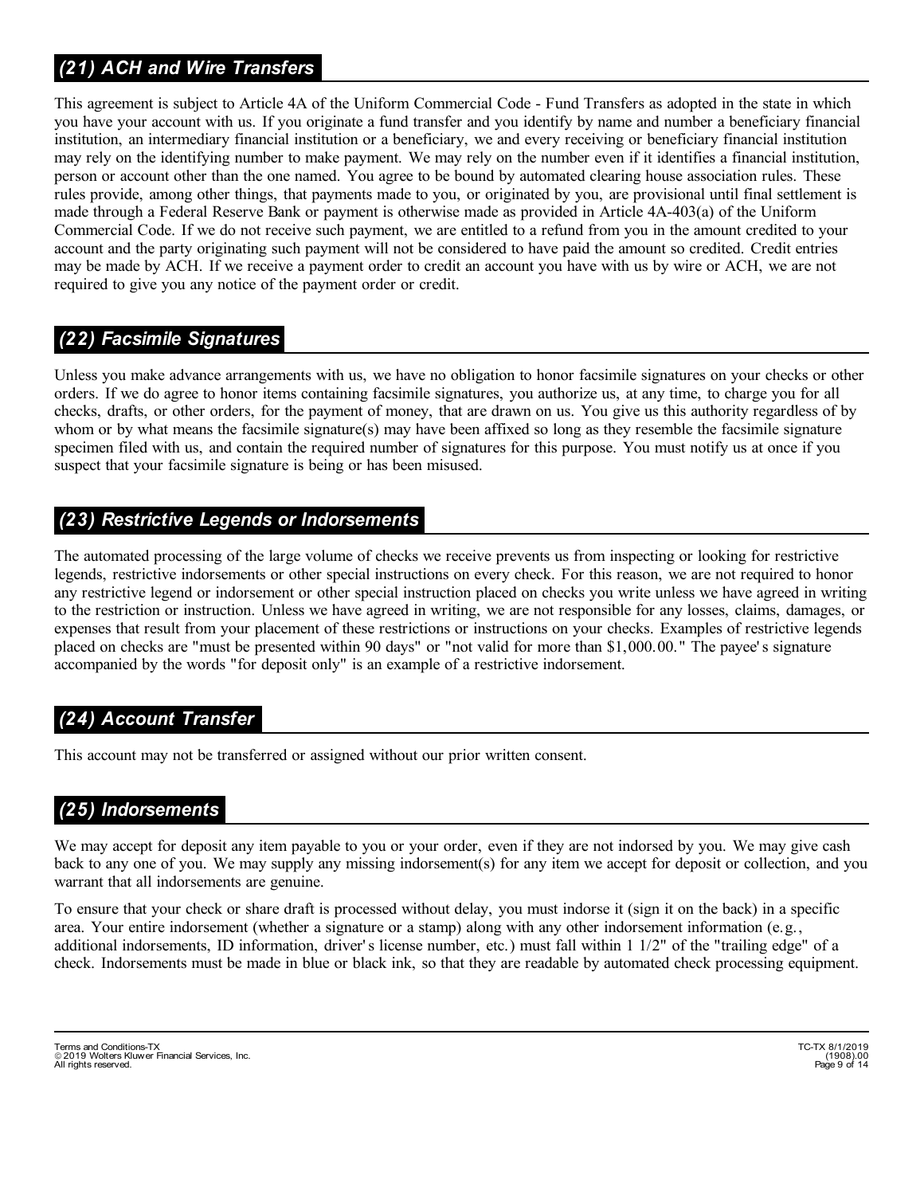## *(21) ACH and Wire Transfers*

This agreement is subject to Article 4A of the Uniform Commercial Code - Fund Transfers as adopted in the state in which you have your account with us. If you originate a fund transfer and you identify by name and number a beneficiary financial institution, an intermediary financial institution or a beneficiary, we and every receiving or beneficiary financial institution may rely on the identifying number to make payment. We may rely on the number even if it identifies a financial institution, person or account other than the one named. You agree to be bound by automated clearing house association rules. These rules provide, among other things, that payments made to you, or originated by you, are provisional until final settlement is made through a Federal Reserve Bank or payment is otherwise made as provided in Article 4A-403(a) of the Uniform Commercial Code. If we do not receive such payment, we are entitled to a refund from you in the amount credited to your account and the party originating such payment will not be considered to have paid the amount so credited. Credit entries may be made by ACH. If we receive a payment order to credit an account you have with us by wire or ACH, we are not required to give you any notice of the payment order or credit.

## *(22) Facsimile Signatures*

Unless you make advance arrangements with us, we have no obligation to honor facsimile signatures on your checks or other orders. If we do agree to honor items containing facsimile signatures, you authorize us, at any time, to charge you for all checks, drafts, or other orders, for the payment of money, that are drawn on us. You give us this authority regardless of by whom or by what means the facsimile signature(s) may have been affixed so long as they resemble the facsimile signature specimen filed with us, and contain the required number of signatures for this purpose. You must notify us at once if you suspect that your facsimile signature is being or has been misused.

## *(23) Restrictive Legends or Indorsements*

The automated processing of the large volume of checks we receive prevents us from inspecting or looking for restrictive legends, restrictive indorsements or other special instructions on every check. For this reason, we are not required to honor any restrictive legend or indorsement or other special instruction placed on checks you write unless we have agreed in writing to the restriction or instruction. Unless we have agreed in writing, we are not responsible for any losses, claims, damages, or expenses that result from your placement of these restrictions or instructions on your checks. Examples of restrictive legends placed on checks are "must be presented within 90 days" or "not valid for more than $1,000.00." The payee's signature accompanied by the words "for deposit only" is an example of a restrictive indorsement.

## *(24) Account Transfer*

This account may not be transferred or assigned without our prior written consent.

## *(25) Indorsements*

We may accept for deposit any item payable to you or your order, even if they are not indorsed by you. We may give cash back to any one of you. We may supply any missing indorsement(s) for any item we accept for deposit or collection, and you warrant that all indorsements are genuine.

To ensure that your check or share draft is processed without delay, you must indorse it (sign it on the back) in a specific area. Your entire indorsement (whether a signature or a stamp) along with any other indorsement information (e.g., additional indorsements, ID information, driver's license number, etc.) must fall within 1 1/2" of the "trailing edge" of a check. Indorsements must be made in blue or black ink, so that they are readable by automated check processing equipment.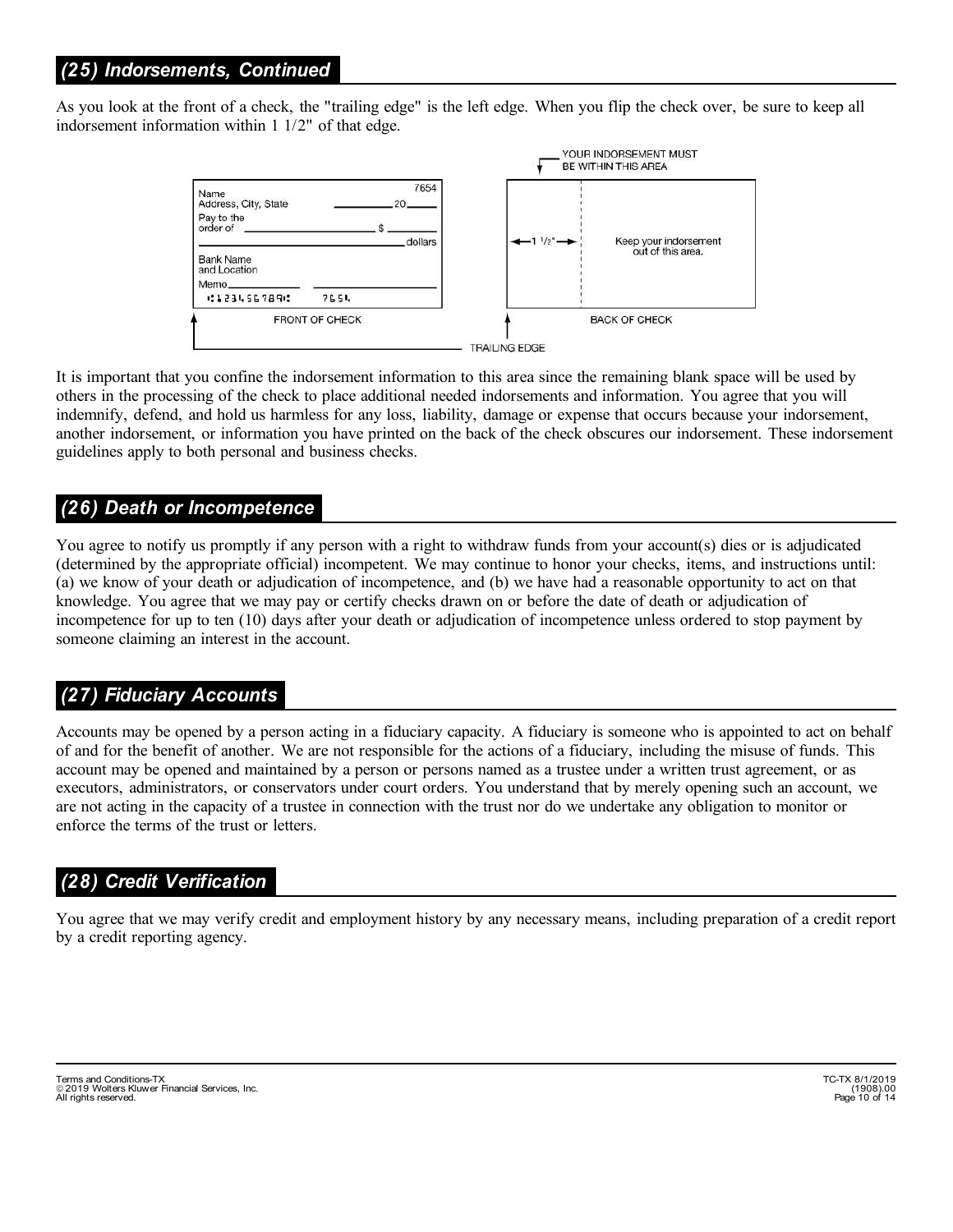## (25) Indorsements, Continued

As you look at the front of a check, the "trailing edge" is the left edge. When you flip the check over, be sure to keep all indorsement information within 1 1/2" of that edge.

It is important that you confine the indorsement information to this area since the remaining blank space will be used by others in the processing of the check to place additional needed indorsements and information. You agree that you will indemnify, defend, and hold us harmless for any loss, liability, damage or expense that occurs because your indorsement, another indorsement, or information you have printed on the back of the check obscures our indorsement. These indorsement guidelines apply to both personal and business checks.

## (26) Death or Incompetence

You agree to notify us promptly if any person with a right to withdraw funds from your account(s) dies or is adjudicated (determined by the appropriate official) incompetent. We may continue to honor your checks, items, and instructions until: (a) we know of your death or adjudication of incompetence, and (b) we have had a reasonable opportunity to act on that knowledge. You agree that we may pay or certify checks drawn on or before the date of death or adjudication of incompetence for up to ten (10) days after your death or adjudication of incompetence unless ordered to stop payment by someone claiming an interest in the account.

## (27) Fiduciary Accounts

Accounts may be opened by a person acting in a fiduciary capacity. A fiduciary is someone who is appointed to act on behalf of and for the benefit of another. We are not responsible for the actions of a fiduciary, including the misuse of funds. This account may be opened and maintained by a person or persons named as a trustee under a written trust agreement, or as executors, administrators, or conservators under court orders. You understand that by merely opening such an account, we are not acting in the capacity of a trustee in connection with the trust nor do we undertake any obligation to monitor or enforce the terms of the trust or letters.

## (28) Credit Verification

You agree that we may verify credit and employment history by any necessary means, including preparation of a credit report by a credit reporting agency.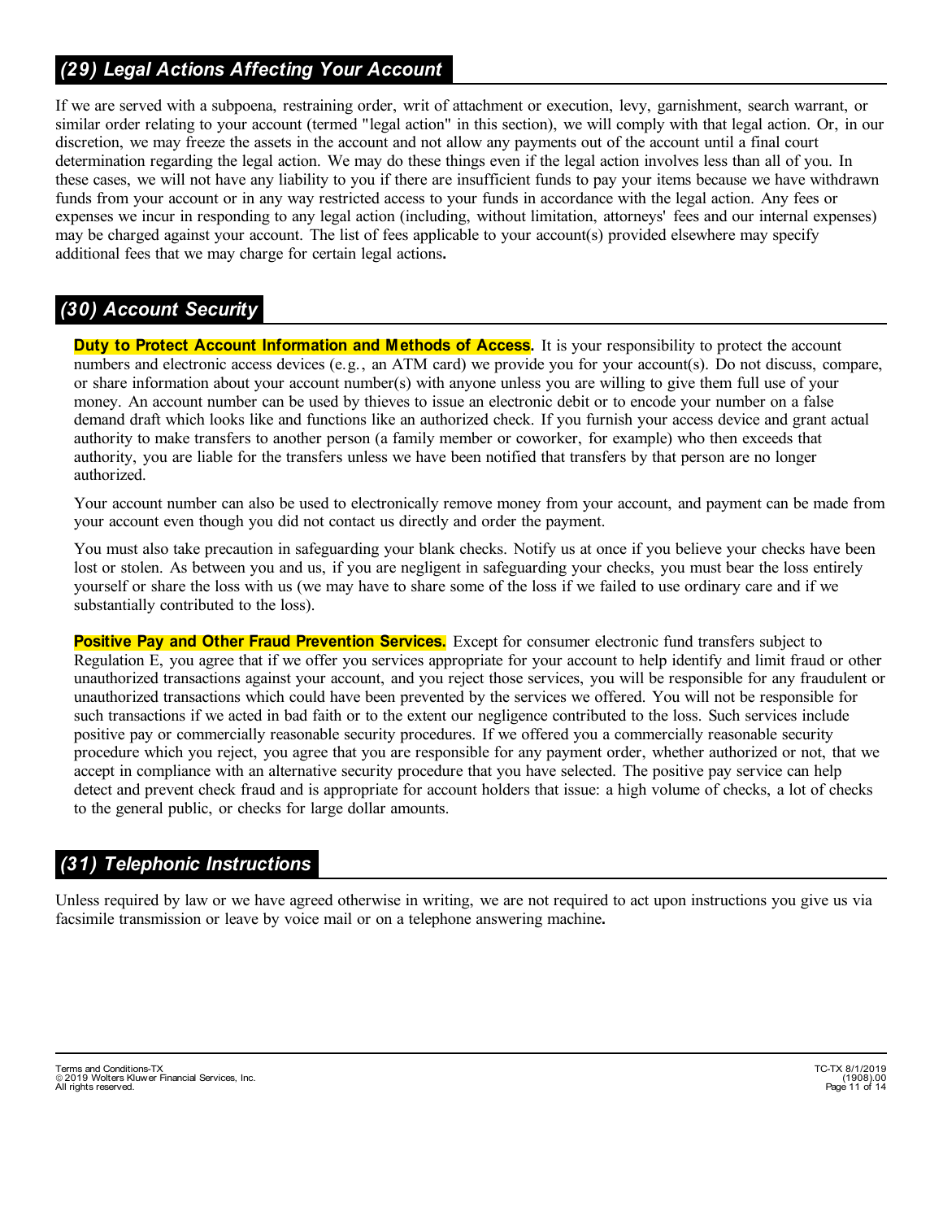## *(29) Legal Actions Affecting Your Account*

If we are served with a subpoena, restraining order, writ of attachment or execution, levy, garnishment, search warrant, or similar order relating to your account (termed "legal action" in this section), we will comply with that legal action. Or, in our discretion, we may freeze the assets in the account and not allow any payments out of the account until a final court determination regarding the legal action. We may do these things even if the legal action involves less than all of you. In these cases, we will not have any liability to you if there are insufficient funds to pay your items because we have withdrawn funds from your account or in any way restricted access to your funds in accordance with the legal action. Any fees or expenses we incur in responding to any legal action (including, without limitation, attorneys' fees and our internal expenses) may be charged against your account. The list of fees applicable to your account(s) provided elsewhere may specify additional fees that we may charge for certain legal actions.

## *(30) Account Security*

**Duty to Protect Account Information and Methods of Access.** It is your responsibility to protect the account numbers and electronic access devices (e.g., an ATM card) we provide you for your account(s). Do not discuss, compare, or share information about your account number(s) with anyone unless you are willing to give them full use of your money. An account number can be used by thieves to issue an electronic debit or to encode your number on a false demand draft which looks like and functions like an authorized check. If you furnish your access device and grant actual authority to make transfers to another person (a family member or coworker, for example) who then exceeds that authority, you are liable for the transfers unless we have been notified that transfers by that person are no longer authorized.

Your account number can also be used to electronically remove money from your account, and payment can be made from your account even though you did not contact us directly and order the payment.

You must also take precaution in safeguarding your blank checks. Notify us at once if you believe your checks have been lost or stolen. As between you and us, if you are negligent in safeguarding your checks, you must bear the loss entirely yourself or share the loss with us (we may have to share some of the loss if we failed to use ordinary care and if we substantially contributed to the loss).

**Positive Pay and Other Fraud Prevention Services.** Except for consumer electronic fund transfers subject to Regulation E, you agree that if we offer you services appropriate for your account to help identify and limit fraud or other unauthorized transactions against your account, and you reject those services, you will be responsible for any fraudulent or unauthorized transactions which could have been prevented by the services we offered. You will not be responsible for such transactions if we acted in bad faith or to the extent our negligence contributed to the loss. Such services include positive pay or commercially reasonable security procedures. If we offered you a commercially reasonable security procedure which you reject, you agree that you are responsible for any payment order, whether authorized or not, that we accept in compliance with an alternative security procedure that you have selected. The positive pay service can help detect and prevent check fraud and is appropriate for account holders that issue: a high volume of checks, a lot of checks to the general public, or checks for large dollar amounts.

## *(31) Telephonic Instructions*

Unless required by law or we have agreed otherwise in writing, we are not required to act upon instructions you give us via facsimile transmission or leave by voice mail or on a telephone answering machine.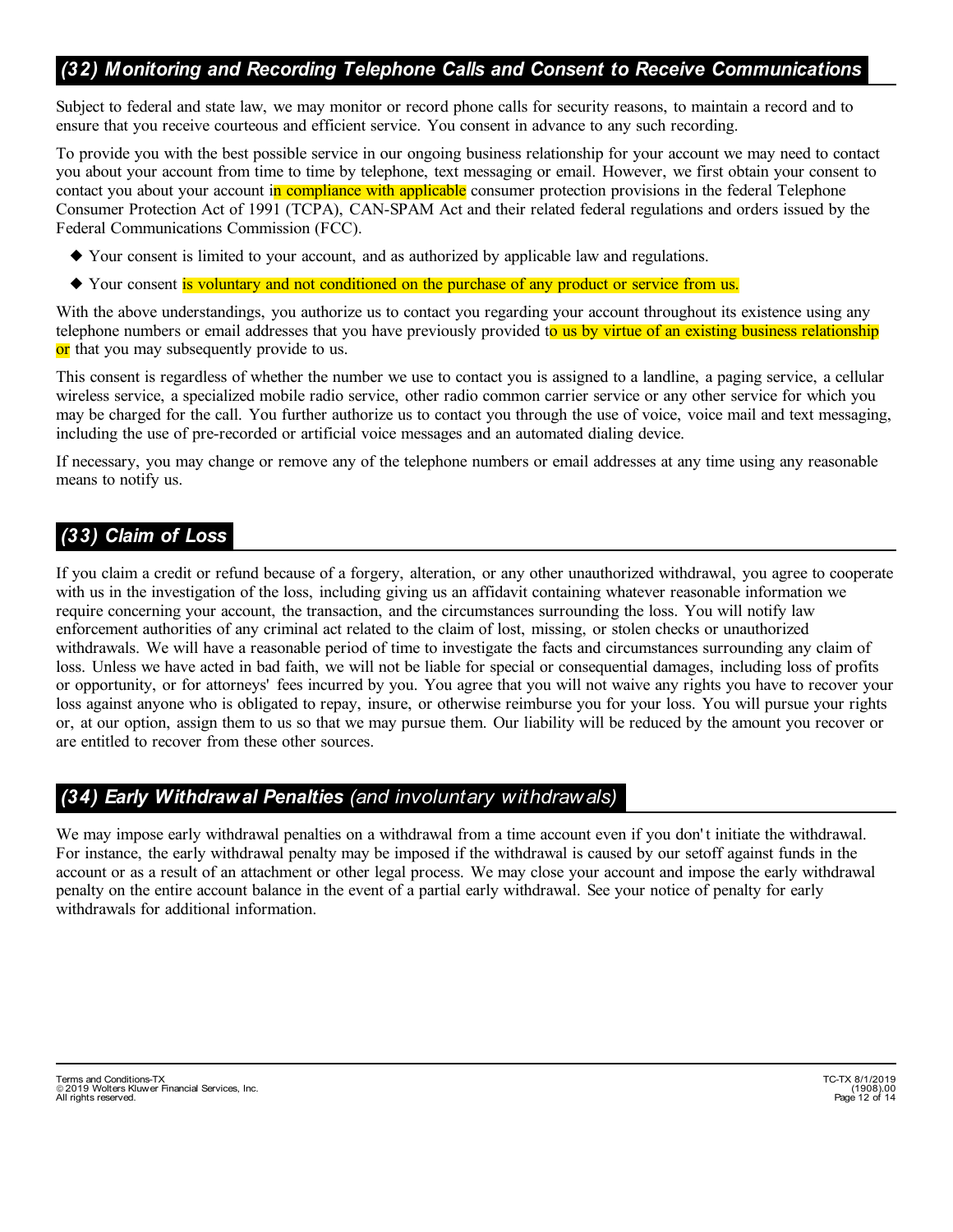## *(32) Monitoring and Recording Telephone Calls and Consent to Receive Communications*

Subject to federal and state law, we may monitor or record phone calls for security reasons, to maintain a record and to ensure that you receive courteous and efficient service. You consent in advance to any such recording.

To provide you with the best possible service in our ongoing business relationship for your account we may need to contact you about your account from time to time by telephone, text messaging or email. However, we first obtain your consent to contact you about your account in compliance with applicable consumer protection provisions in the federal Telephone Consumer Protection Act of 1991 (TCPA), CAN-SPAM Act and their related federal regulations and orders issued by the Federal Communications Commission (FCC).

- Your consent is limited to your account, and as authorized by applicable law and regulations.
- Your consent is voluntary and not conditioned on the purchase of any product or service from us.

With the above understandings, you authorize us to contact you regarding your account throughout its existence using any telephone numbers or email addresses that you have previously provided to us by virtue of an existing business relationship or that you may subsequently provide to us.

This consent is regardless of whether the number we use to contact you is assigned to a landline, a paging service, a cellular wireless service, a specialized mobile radio service, other radio common carrier service or any other service for which you may be charged for the call. You further authorize us to contact you through the use of voice, voice mail and text messaging, including the use of pre-recorded or artificial voice messages and an automated dialing device.

If necessary, you may change or remove any of the telephone numbers or email addresses at any time using any reasonable means to notify us.

## *(33) Claim of Loss*

If you claim a credit or refund because of a forgery, alteration, or any other unauthorized withdrawal, you agree to cooperate with us in the investigation of the loss, including giving us an affidavit containing whatever reasonable information we require concerning your account, the transaction, and the circumstances surrounding the loss. You will notify law enforcement authorities of any criminal act related to the claim of lost, missing, or stolen checks or unauthorized withdrawals. We will have a reasonable period of time to investigate the facts and circumstances surrounding any claim of loss. Unless we have acted in bad faith, we will not be liable for special or consequential damages, including loss of profits or opportunity, or for attorneys' fees incurred by you. You agree that you will not waive any rights you have to recover your loss against anyone who is obligated to repay, insure, or otherwise reimburse you for your loss. You will pursue your rights or, at our option, assign them to us so that we may pursue them. Our liability will be reduced by the amount you recover or are entitled to recover from these other sources.

## *(34) Early Withdrawal Penalties (and involuntary withdrawals)*

We may impose early withdrawal penalties on a withdrawal from a time account even if you don't initiate the withdrawal. For instance, the early withdrawal penalty may be imposed if the withdrawal is caused by our setoff against funds in the account or as a result of an attachment or other legal process. We may close your account and impose the early withdrawal penalty on the entire account balance in the event of a partial early withdrawal. See your notice of penalty for early withdrawals for additional information.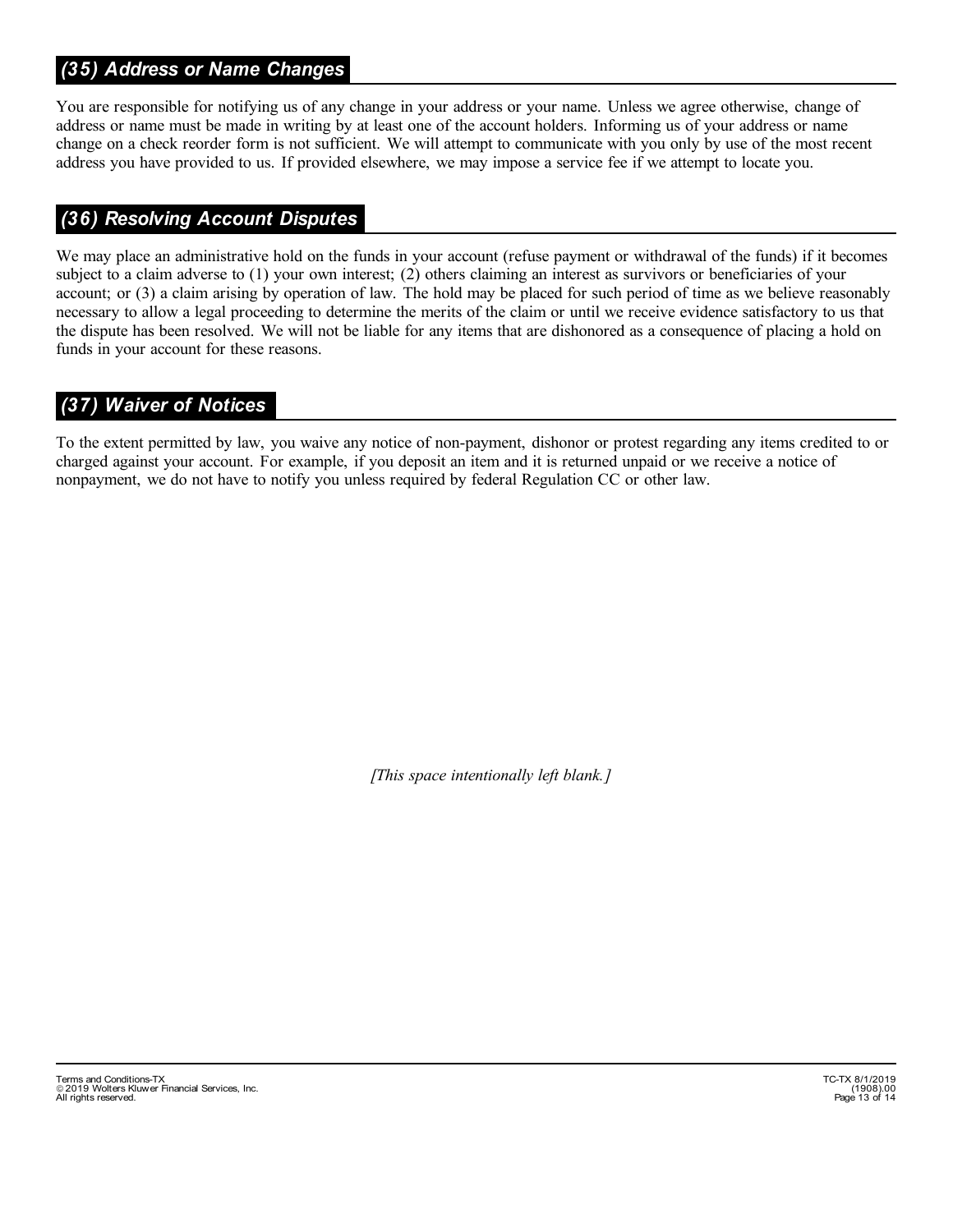## (35) Address or Name Changes

You are responsible for notifying us of any change in your address or your name. Unless we agree otherwise, change of address or name must be made in writing by at least one of the account holders. Informing us of your address or name change on a check reorder form is not sufficient. We will attempt to communicate with you only by use of the most recent address you have provided to us. If provided elsewhere, we may impose a service fee if we attempt to locate you.

## (36) Resolving Account Disputes

We may place an administrative hold on the funds in your account (refuse payment or withdrawal of the funds) if it becomes subject to a claim adverse to (1) your own interest; (2) others claiming an interest as survivors or beneficiaries of your account; or (3) a claim arising by operation of law. The hold may be placed for such period of time as we believe reasonably necessary to allow a legal proceeding to determine the merits of the claim or until we receive evidence satisfactory to us that the dispute has been resolved. We will not be liable for any items that are dishonored as a consequence of placing a hold on funds in your account for these reasons.

## (37) Waiver of Notices

To the extent permitted by law, you waive any notice of non-payment, dishonor or protest regarding any items credited to or charged against your account. For example, if you deposit an item and it is returned unpaid or we receive a notice of nonpayment, we do not have to notify you unless required by federal Regulation CC or other law.

*[This space intentionally left blank.]*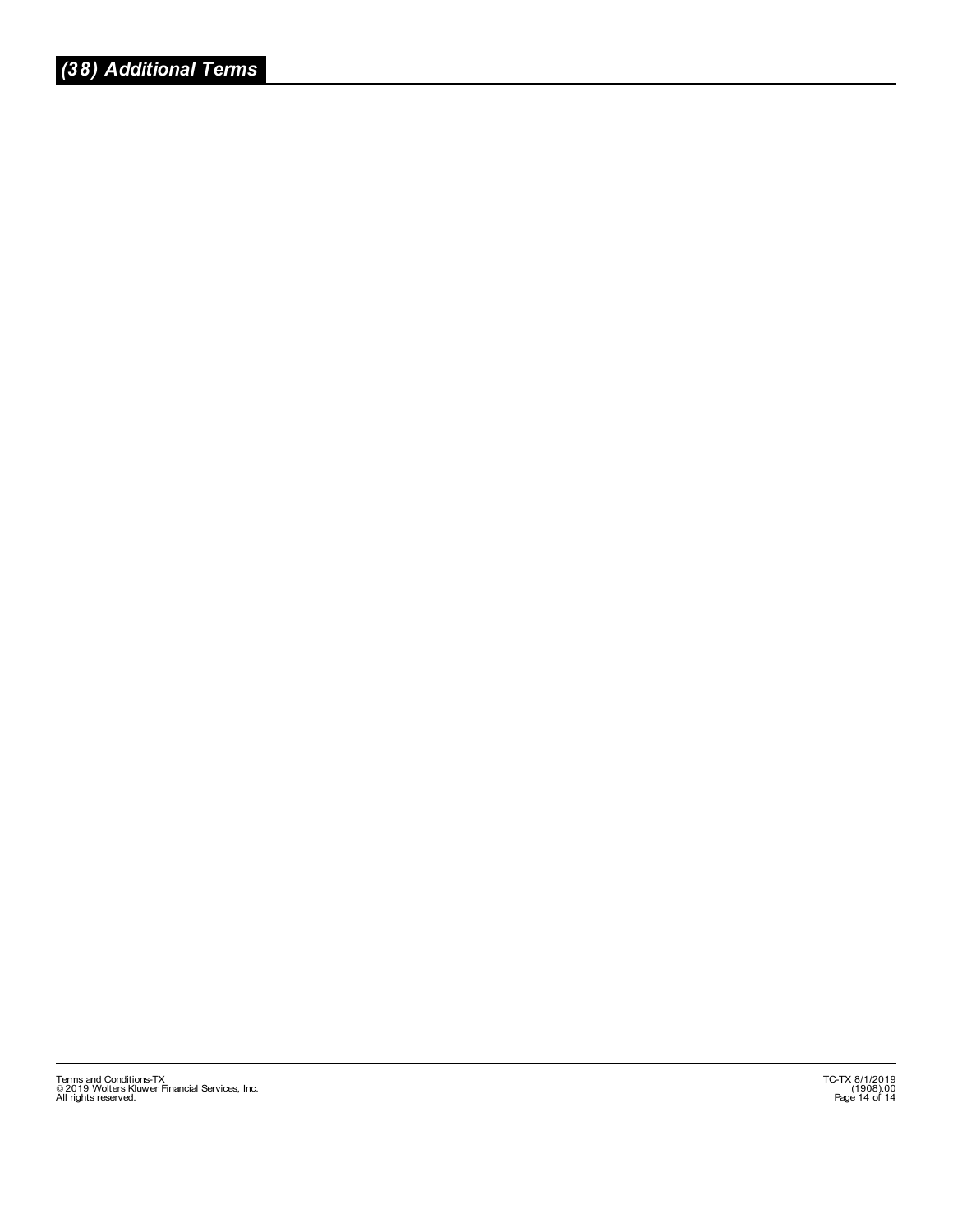## *(38) Additional Terms*